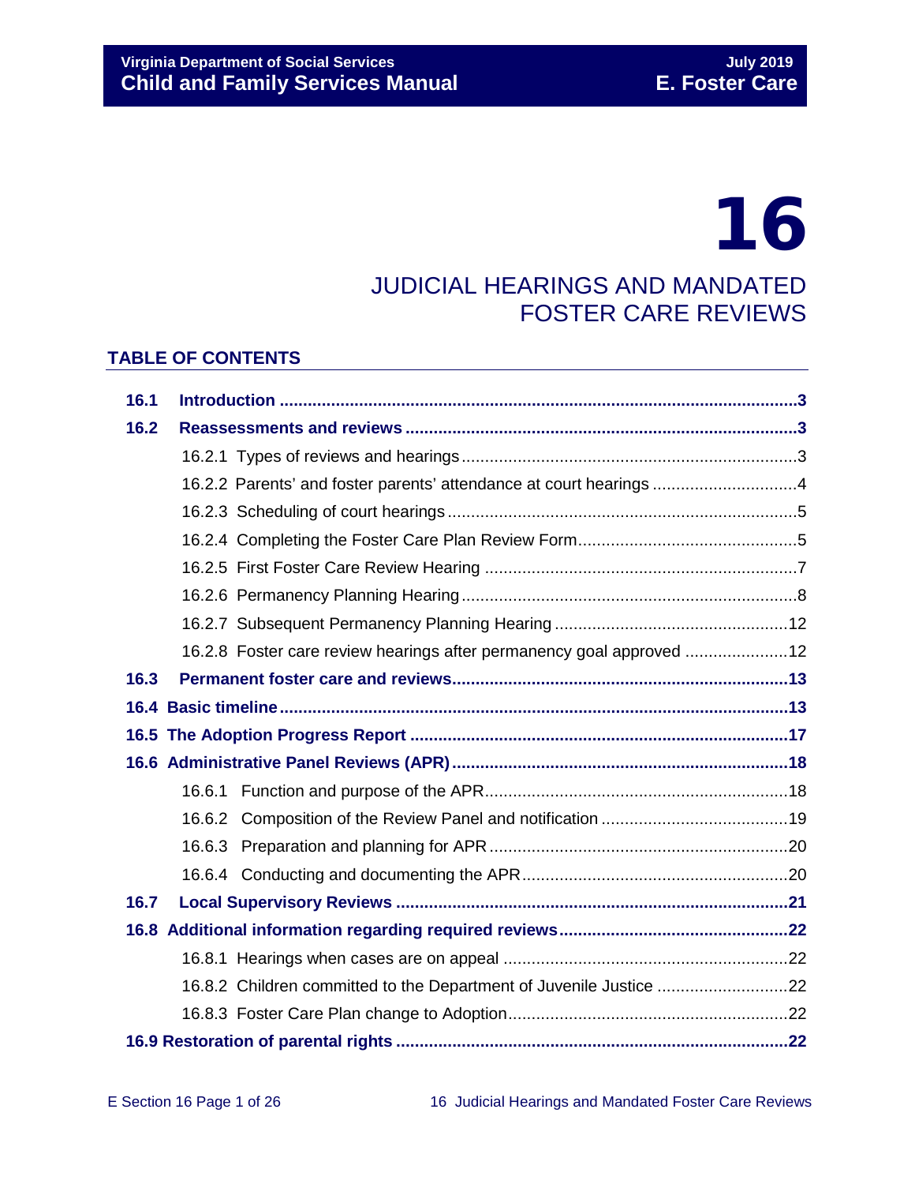# 16

# JUDICIAL HEARINGS AND MANDATED FOSTER CARE REVIEWS

## TABLE OF CONTENTS

**16.1 Introduction** ..... **3**

**16.2 Reassessments and reviews** ..... **3**

- 16.2.1 Types of reviews and hearings ..... 3
- 16.2.2 Parents' and foster parents' attendance at court hearings ..... 4
- 16.2.3 Scheduling of court hearings ..... 5
- 16.2.4 Completing the Foster Care Plan Review Form ..... 5
- 16.2.5 First Foster Care Review Hearing ..... 7
- 16.2.6 Permanency Planning Hearing ..... 8
- 16.2.7 Subsequent Permanency Planning Hearing ..... 12
- 16.2.8 Foster care review hearings after permanency goal approved ..... 12

**16.3 Permanent foster care and reviews** ..... **13**

**16.4 Basic timeline** ..... **13**

**16.5 The Adoption Progress Report** ..... **17**

**16.6 Administrative Panel Reviews (APR)** ..... **18**

- 16.6.1 Function and purpose of the APR ..... 18
- 16.6.2 Composition of the Review Panel and notification ..... 19
- 16.6.3 Preparation and planning for APR ..... 20
- 16.6.4 Conducting and documenting the APR ..... 20

**16.7 Local Supervisory Reviews** ..... **21**

**16.8 Additional information regarding required reviews** ..... **22**

- 16.8.1 Hearings when cases are on appeal ..... 22
- 16.8.2 Children committed to the Department of Juvenile Justice ..... 22
- 16.8.3 Foster Care Plan change to Adoption ..... 22

**16.9 Restoration of parental rights** ..... **22**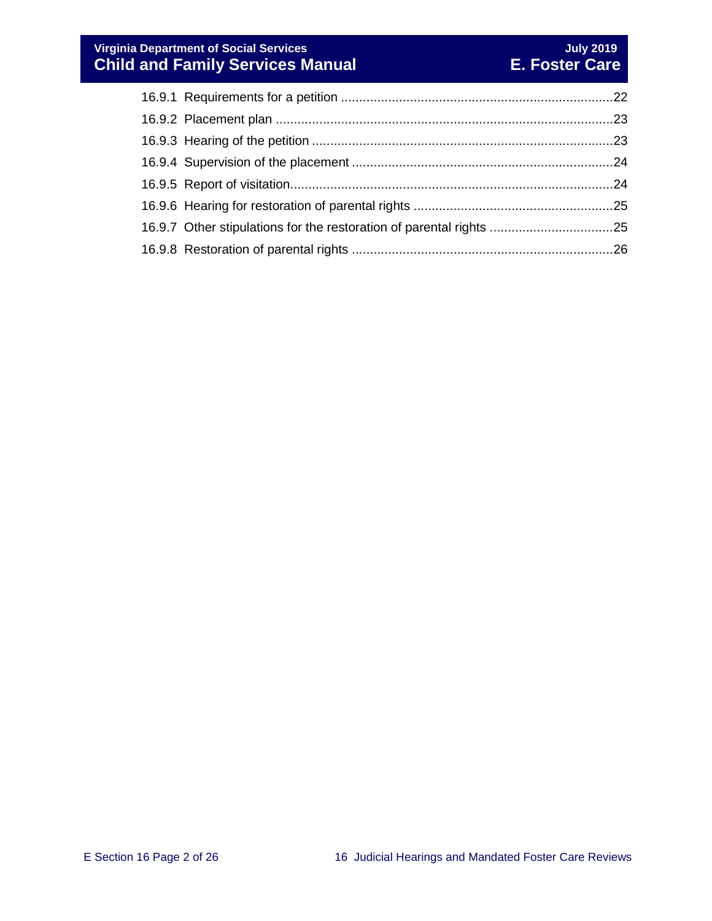16.9.1 Requirements for a petition ..........................................................................22

16.9.2 Placement plan ...........................................................................................23

16.9.3 Hearing of the petition ..................................................................................23

16.9.4 Supervision of the placement .......................................................................24

16.9.5 Report of visitation.........................................................................................24

16.9.6 Hearing for restoration of parental rights .......................................................25

16.9.7 Other stipulations for the restoration of parental rights ..................................25

16.9.8 Restoration of parental rights .......................................................................26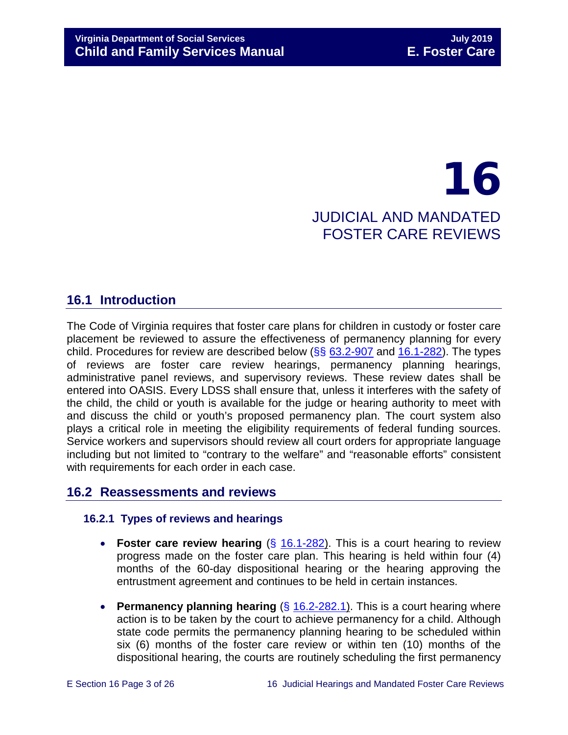# 16

# JUDICIAL AND MANDATED FOSTER CARE REVIEWS

## 16.1 Introduction

The Code of Virginia requires that foster care plans for children in custody or foster care placement be reviewed to assure the effectiveness of permanency planning for every child. Procedures for review are described below (§§ 63.2-907 and 16.1-282). The types of reviews are foster care review hearings, permanency planning hearings, administrative panel reviews, and supervisory reviews. These review dates shall be entered into OASIS. Every LDSS shall ensure that, unless it interferes with the safety of the child, the child or youth is available for the judge or hearing authority to meet with and discuss the child or youth's proposed permanency plan. The court system also plays a critical role in meeting the eligibility requirements of federal funding sources. Service workers and supervisors should review all court orders for appropriate language including but not limited to "contrary to the welfare" and "reasonable efforts" consistent with requirements for each order in each case.

## 16.2 Reassessments and reviews

### 16.2.1 Types of reviews and hearings

- **Foster care review hearing** (§ 16.1-282). This is a court hearing to review progress made on the foster care plan. This hearing is held within four (4) months of the 60-day dispositional hearing or the hearing approving the entrustment agreement and continues to be held in certain instances.
- **Permanency planning hearing** (§ 16.2-282.1). This is a court hearing where action is to be taken by the court to achieve permanency for a child. Although state code permits the permanency planning hearing to be scheduled within six (6) months of the foster care review or within ten (10) months of the dispositional hearing, the courts are routinely scheduling the first permanency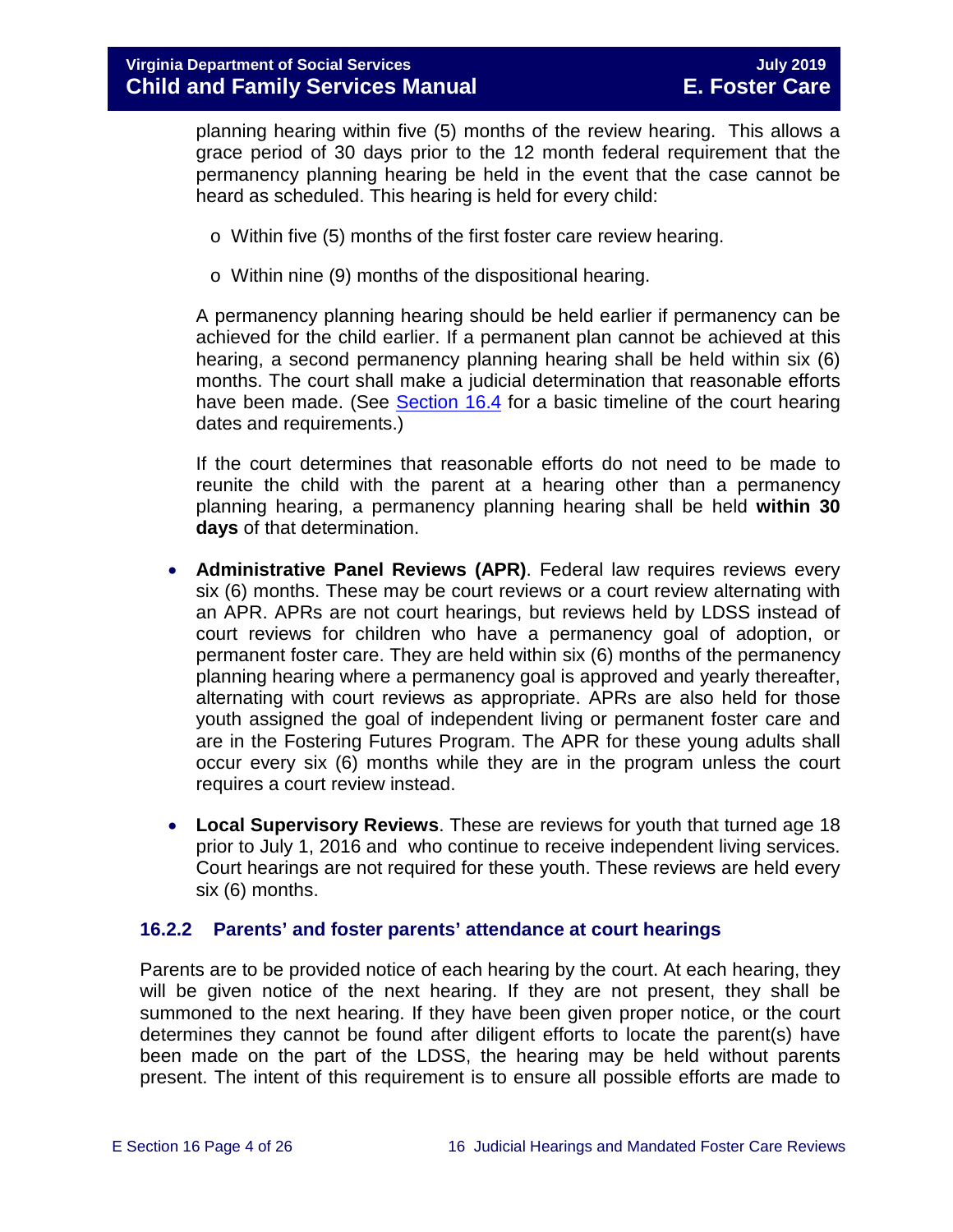planning hearing within five (5) months of the review hearing. This allows a grace period of 30 days prior to the 12 month federal requirement that the permanency planning hearing be held in the event that the case cannot be heard as scheduled. This hearing is held for every child:

  - Within five (5) months of the first foster care review hearing.
  - Within nine (9) months of the dispositional hearing.

  A permanency planning hearing should be held earlier if permanency can be achieved for the child earlier. If a permanent plan cannot be achieved at this hearing, a second permanency planning hearing shall be held within six (6) months. The court shall make a judicial determination that reasonable efforts have been made. (See [Section 16.4](#) for a basic timeline of the court hearing dates and requirements.)

  If the court determines that reasonable efforts do not need to be made to reunite the child with the parent at a hearing other than a permanency planning hearing, a permanency planning hearing shall be held **within 30 days** of that determination.

- **Administrative Panel Reviews (APR)**. Federal law requires reviews every six (6) months. These may be court reviews or a court review alternating with an APR. APRs are not court hearings, but reviews held by LDSS instead of court reviews for children who have a permanency goal of adoption, or permanent foster care. They are held within six (6) months of the permanency planning hearing where a permanency goal is approved and yearly thereafter, alternating with court reviews as appropriate. APRs are also held for those youth assigned the goal of independent living or permanent foster care and are in the Fostering Futures Program. The APR for these young adults shall occur every six (6) months while they are in the program unless the court requires a court review instead.

- **Local Supervisory Reviews**. These are reviews for youth that turned age 18 prior to July 1, 2016 and who continue to receive independent living services. Court hearings are not required for these youth. These reviews are held every six (6) months.

### 16.2.2 Parents' and foster parents' attendance at court hearings

Parents are to be provided notice of each hearing by the court. At each hearing, they will be given notice of the next hearing. If they are not present, they shall be summoned to the next hearing. If they have been given proper notice, or the court determines they cannot be found after diligent efforts to locate the parent(s) have been made on the part of the LDSS, the hearing may be held without parents present. The intent of this requirement is to ensure all possible efforts are made to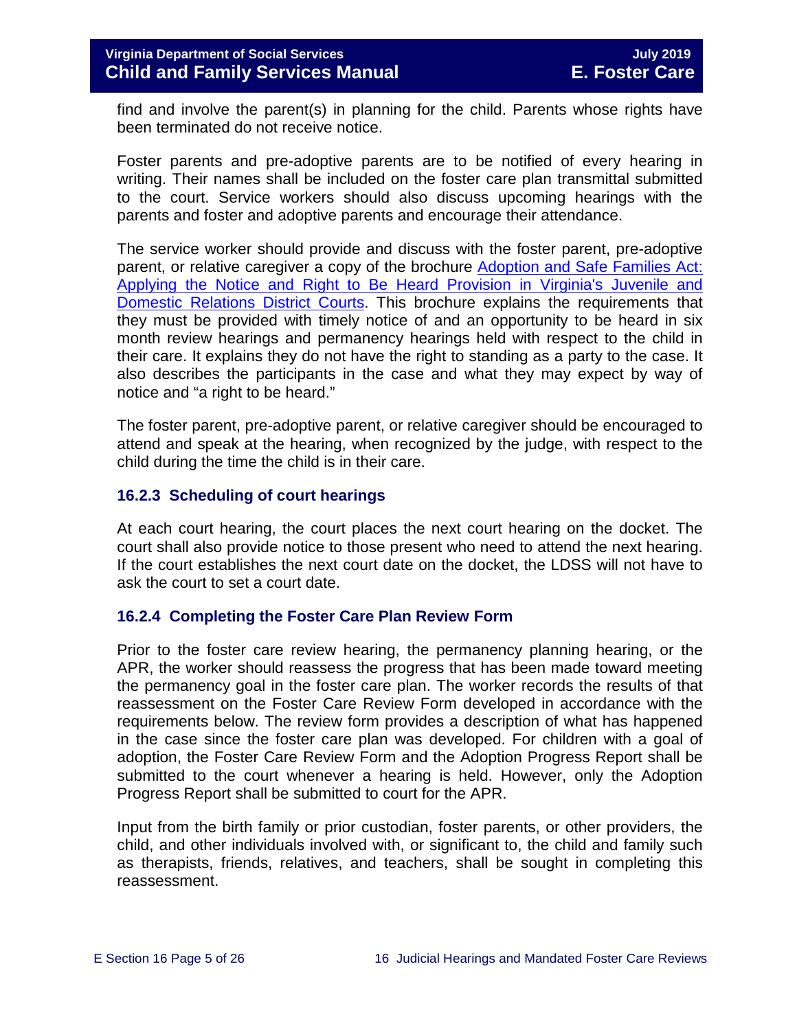find and involve the parent(s) in planning for the child. Parents whose rights have been terminated do not receive notice.

Foster parents and pre-adoptive parents are to be notified of every hearing in writing. Their names shall be included on the foster care plan transmittal submitted to the court. Service workers should also discuss upcoming hearings with the parents and foster and adoptive parents and encourage their attendance.

The service worker should provide and discuss with the foster parent, pre-adoptive parent, or relative caregiver a copy of the brochure Adoption and Safe Families Act: Applying the Notice and Right to Be Heard Provision in Virginia's Juvenile and Domestic Relations District Courts. This brochure explains the requirements that they must be provided with timely notice of and an opportunity to be heard in six month review hearings and permanency hearings held with respect to the child in their care. It explains they do not have the right to standing as a party to the case. It also describes the participants in the case and what they may expect by way of notice and "a right to be heard."

The foster parent, pre-adoptive parent, or relative caregiver should be encouraged to attend and speak at the hearing, when recognized by the judge, with respect to the child during the time the child is in their care.

### 16.2.3 Scheduling of court hearings

At each court hearing, the court places the next court hearing on the docket. The court shall also provide notice to those present who need to attend the next hearing. If the court establishes the next court date on the docket, the LDSS will not have to ask the court to set a court date.

### 16.2.4 Completing the Foster Care Plan Review Form

Prior to the foster care review hearing, the permanency planning hearing, or the APR, the worker should reassess the progress that has been made toward meeting the permanency goal in the foster care plan. The worker records the results of that reassessment on the Foster Care Review Form developed in accordance with the requirements below. The review form provides a description of what has happened in the case since the foster care plan was developed. For children with a goal of adoption, the Foster Care Review Form and the Adoption Progress Report shall be submitted to the court whenever a hearing is held. However, only the Adoption Progress Report shall be submitted to court for the APR.

Input from the birth family or prior custodian, foster parents, or other providers, the child, and other individuals involved with, or significant to, the child and family such as therapists, friends, relatives, and teachers, shall be sought in completing this reassessment.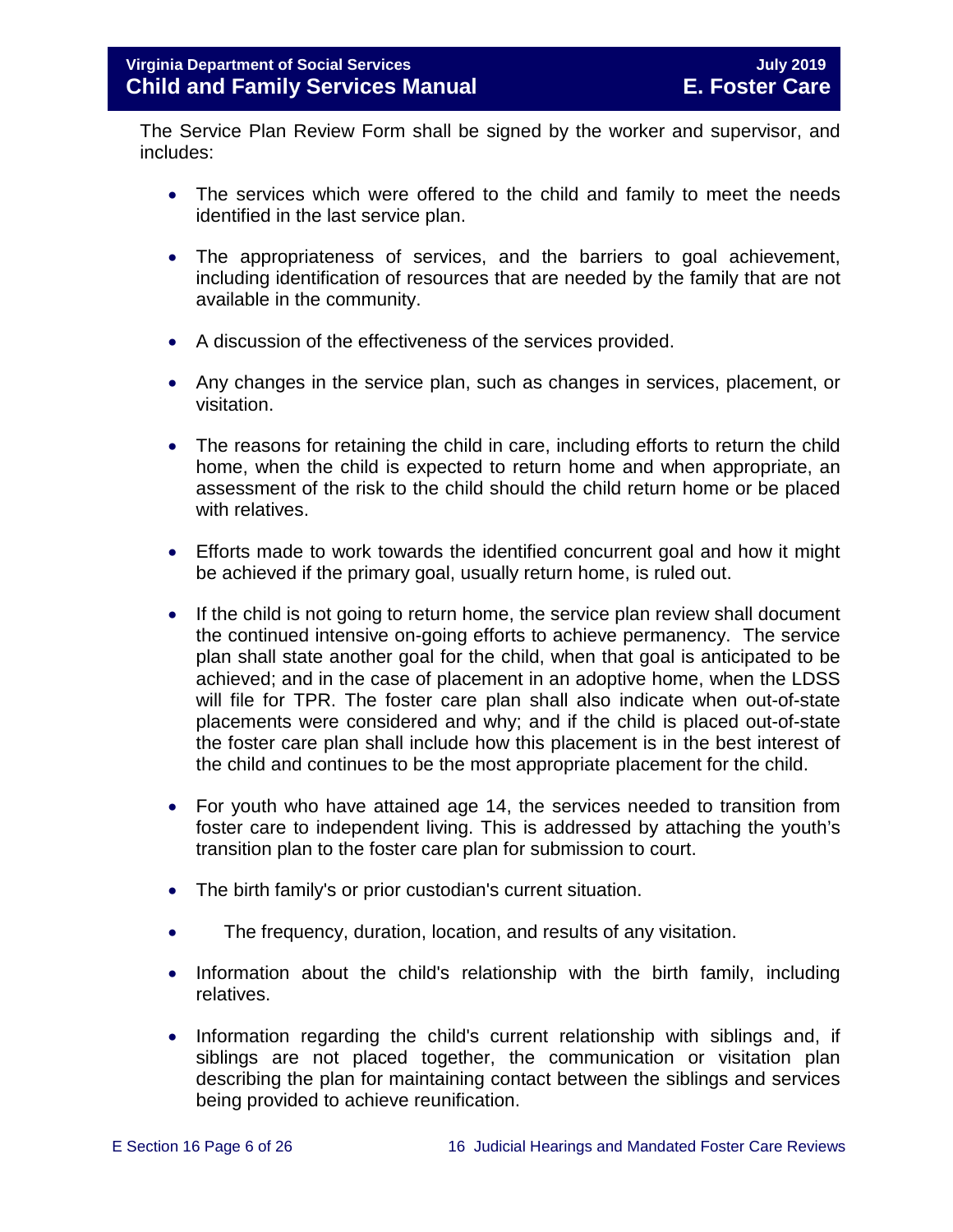The Service Plan Review Form shall be signed by the worker and supervisor, and includes:

- The services which were offered to the child and family to meet the needs identified in the last service plan.
- The appropriateness of services, and the barriers to goal achievement, including identification of resources that are needed by the family that are not available in the community.
- A discussion of the effectiveness of the services provided.
- Any changes in the service plan, such as changes in services, placement, or visitation.
- The reasons for retaining the child in care, including efforts to return the child home, when the child is expected to return home and when appropriate, an assessment of the risk to the child should the child return home or be placed with relatives.
- Efforts made to work towards the identified concurrent goal and how it might be achieved if the primary goal, usually return home, is ruled out.
- If the child is not going to return home, the service plan review shall document the continued intensive on-going efforts to achieve permanency. The service plan shall state another goal for the child, when that goal is anticipated to be achieved; and in the case of placement in an adoptive home, when the LDSS will file for TPR. The foster care plan shall also indicate when out-of-state placements were considered and why; and if the child is placed out-of-state the foster care plan shall include how this placement is in the best interest of the child and continues to be the most appropriate placement for the child.
- For youth who have attained age 14, the services needed to transition from foster care to independent living. This is addressed by attaching the youth's transition plan to the foster care plan for submission to court.
- The birth family's or prior custodian's current situation.
- The frequency, duration, location, and results of any visitation.
- Information about the child's relationship with the birth family, including relatives.
- Information regarding the child's current relationship with siblings and, if siblings are not placed together, the communication or visitation plan describing the plan for maintaining contact between the siblings and services being provided to achieve reunification.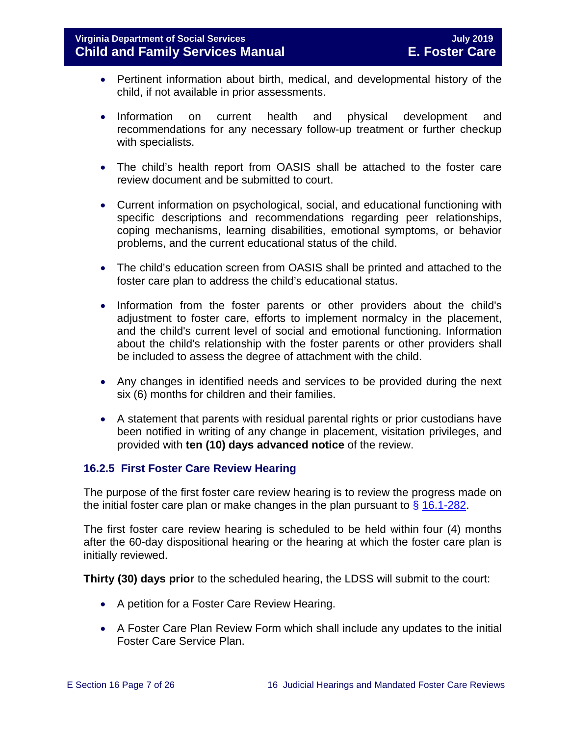- Pertinent information about birth, medical, and developmental history of the child, if not available in prior assessments.
- Information on current health and physical development and recommendations for any necessary follow-up treatment or further checkup with specialists.
- The child's health report from OASIS shall be attached to the foster care review document and be submitted to court.
- Current information on psychological, social, and educational functioning with specific descriptions and recommendations regarding peer relationships, coping mechanisms, learning disabilities, emotional symptoms, or behavior problems, and the current educational status of the child.
- The child's education screen from OASIS shall be printed and attached to the foster care plan to address the child's educational status.
- Information from the foster parents or other providers about the child's adjustment to foster care, efforts to implement normalcy in the placement, and the child's current level of social and emotional functioning. Information about the child's relationship with the foster parents or other providers shall be included to assess the degree of attachment with the child.
- Any changes in identified needs and services to be provided during the next six (6) months for children and their families.
- A statement that parents with residual parental rights or prior custodians have been notified in writing of any change in placement, visitation privileges, and provided with **ten (10) days advanced notice** of the review.

### 16.2.5 First Foster Care Review Hearing

The purpose of the first foster care review hearing is to review the progress made on the initial foster care plan or make changes in the plan pursuant to § 16.1-282.

The first foster care review hearing is scheduled to be held within four (4) months after the 60-day dispositional hearing or the hearing at which the foster care plan is initially reviewed.

**Thirty (30) days prior** to the scheduled hearing, the LDSS will submit to the court:

- A petition for a Foster Care Review Hearing.
- A Foster Care Plan Review Form which shall include any updates to the initial Foster Care Service Plan.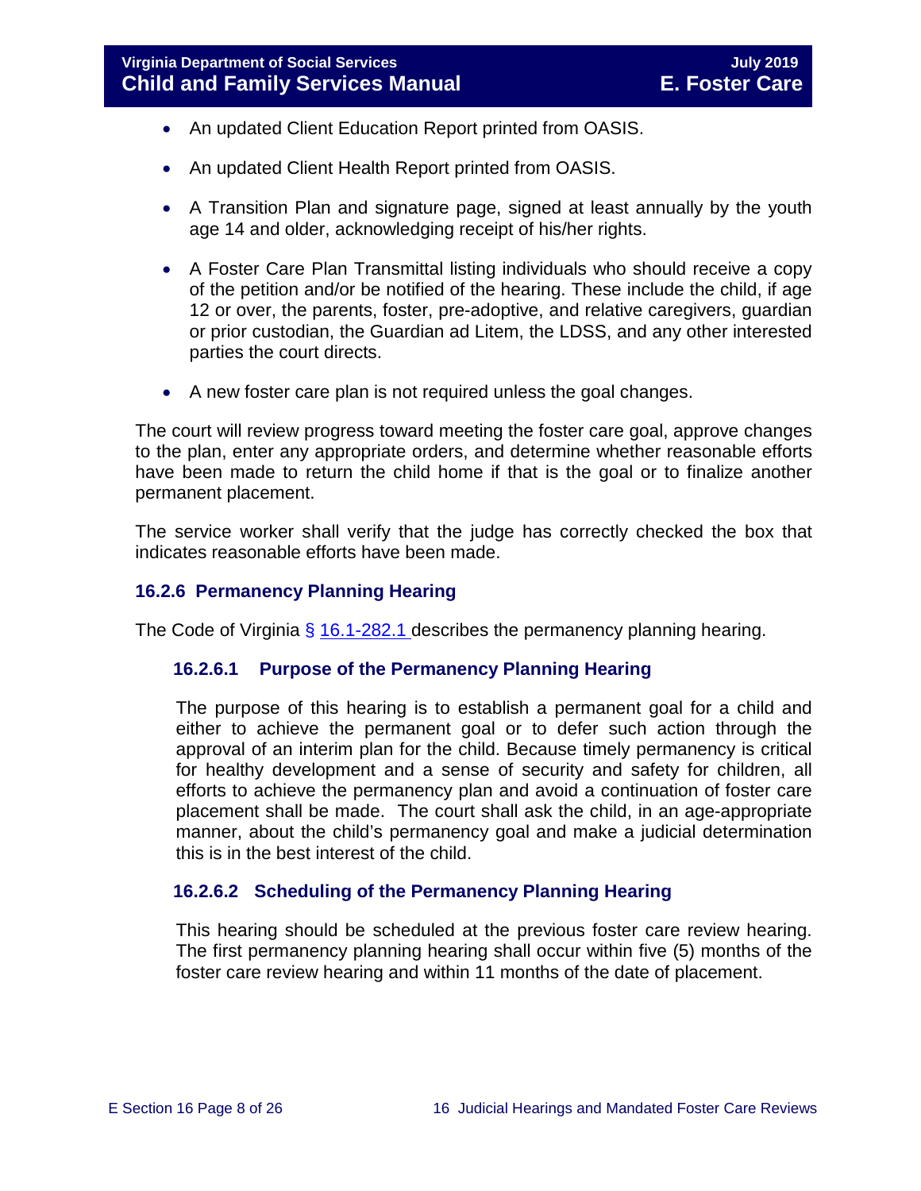- An updated Client Education Report printed from OASIS.
- An updated Client Health Report printed from OASIS.
- A Transition Plan and signature page, signed at least annually by the youth age 14 and older, acknowledging receipt of his/her rights.
- A Foster Care Plan Transmittal listing individuals who should receive a copy of the petition and/or be notified of the hearing. These include the child, if age 12 or over, the parents, foster, pre-adoptive, and relative caregivers, guardian or prior custodian, the Guardian ad Litem, the LDSS, and any other interested parties the court directs.
- A new foster care plan is not required unless the goal changes.

The court will review progress toward meeting the foster care goal, approve changes to the plan, enter any appropriate orders, and determine whether reasonable efforts have been made to return the child home if that is the goal or to finalize another permanent placement.

The service worker shall verify that the judge has correctly checked the box that indicates reasonable efforts have been made.

### 16.2.6 Permanency Planning Hearing

The Code of Virginia § 16.1-282.1 describes the permanency planning hearing.

#### 16.2.6.1 Purpose of the Permanency Planning Hearing

The purpose of this hearing is to establish a permanent goal for a child and either to achieve the permanent goal or to defer such action through the approval of an interim plan for the child. Because timely permanency is critical for healthy development and a sense of security and safety for children, all efforts to achieve the permanency plan and avoid a continuation of foster care placement shall be made. The court shall ask the child, in an age-appropriate manner, about the child's permanency goal and make a judicial determination this is in the best interest of the child.

#### 16.2.6.2 Scheduling of the Permanency Planning Hearing

This hearing should be scheduled at the previous foster care review hearing. The first permanency planning hearing shall occur within five (5) months of the foster care review hearing and within 11 months of the date of placement.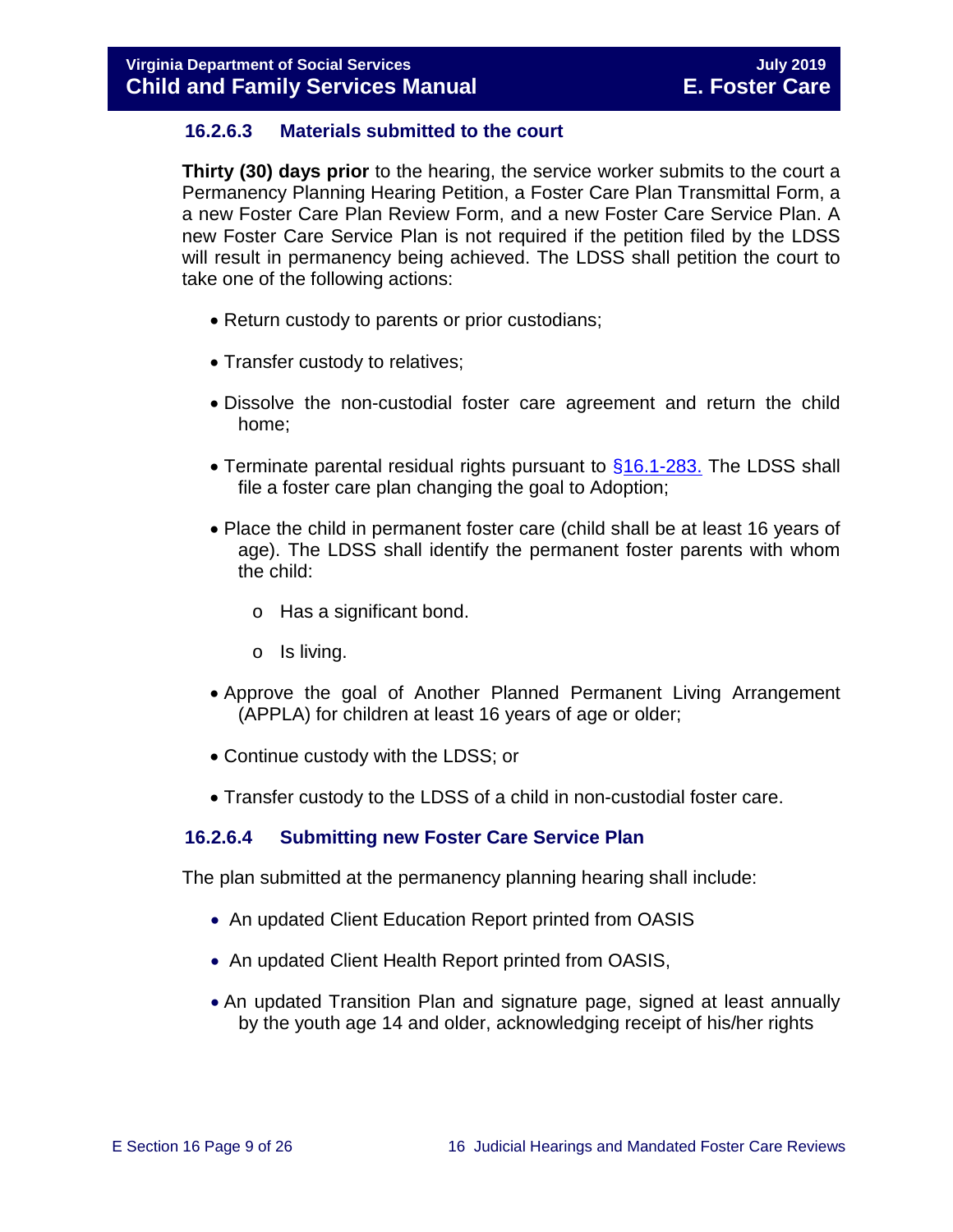### 16.2.6.3 Materials submitted to the court

**Thirty (30) days prior** to the hearing, the service worker submits to the court a Permanency Planning Hearing Petition, a Foster Care Plan Transmittal Form, a a new Foster Care Plan Review Form, and a new Foster Care Service Plan. A new Foster Care Service Plan is not required if the petition filed by the LDSS will result in permanency being achieved. The LDSS shall petition the court to take one of the following actions:

- Return custody to parents or prior custodians;
- Transfer custody to relatives;
- Dissolve the non-custodial foster care agreement and return the child home;
- Terminate parental residual rights pursuant to [§16.1-283.](#) The LDSS shall file a foster care plan changing the goal to Adoption;
- Place the child in permanent foster care (child shall be at least 16 years of age). The LDSS shall identify the permanent foster parents with whom the child:
  - Has a significant bond.
  - Is living.
- Approve the goal of Another Planned Permanent Living Arrangement (APPLA) for children at least 16 years of age or older;
- Continue custody with the LDSS; or
- Transfer custody to the LDSS of a child in non-custodial foster care.

### 16.2.6.4 Submitting new Foster Care Service Plan

The plan submitted at the permanency planning hearing shall include:

- An updated Client Education Report printed from OASIS
- An updated Client Health Report printed from OASIS,
- An updated Transition Plan and signature page, signed at least annually by the youth age 14 and older, acknowledging receipt of his/her rights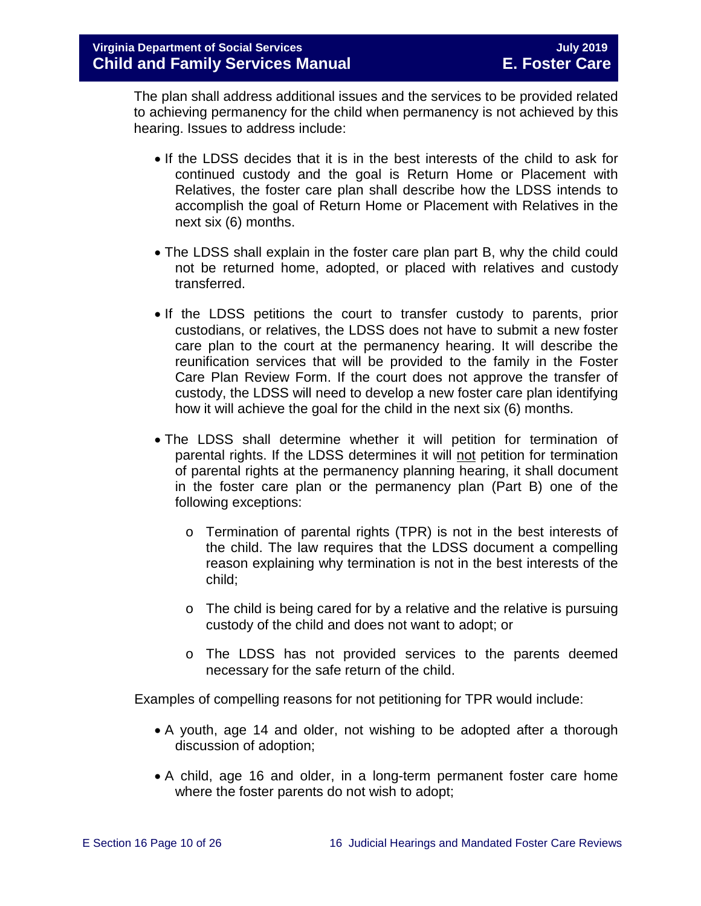The plan shall address additional issues and the services to be provided related to achieving permanency for the child when permanency is not achieved by this hearing. Issues to address include:

- If the LDSS decides that it is in the best interests of the child to ask for continued custody and the goal is Return Home or Placement with Relatives, the foster care plan shall describe how the LDSS intends to accomplish the goal of Return Home or Placement with Relatives in the next six (6) months.
- The LDSS shall explain in the foster care plan part B, why the child could not be returned home, adopted, or placed with relatives and custody transferred.
- If the LDSS petitions the court to transfer custody to parents, prior custodians, or relatives, the LDSS does not have to submit a new foster care plan to the court at the permanency hearing. It will describe the reunification services that will be provided to the family in the Foster Care Plan Review Form. If the court does not approve the transfer of custody, the LDSS will need to develop a new foster care plan identifying how it will achieve the goal for the child in the next six (6) months.
- The LDSS shall determine whether it will petition for termination of parental rights. If the LDSS determines it will <u>not</u> petition for termination of parental rights at the permanency planning hearing, it shall document in the foster care plan or the permanency plan (Part B) one of the following exceptions:
  - Termination of parental rights (TPR) is not in the best interests of the child. The law requires that the LDSS document a compelling reason explaining why termination is not in the best interests of the child;
  - The child is being cared for by a relative and the relative is pursuing custody of the child and does not want to adopt; or
  - The LDSS has not provided services to the parents deemed necessary for the safe return of the child.

Examples of compelling reasons for not petitioning for TPR would include:

- A youth, age 14 and older, not wishing to be adopted after a thorough discussion of adoption;
- A child, age 16 and older, in a long-term permanent foster care home where the foster parents do not wish to adopt;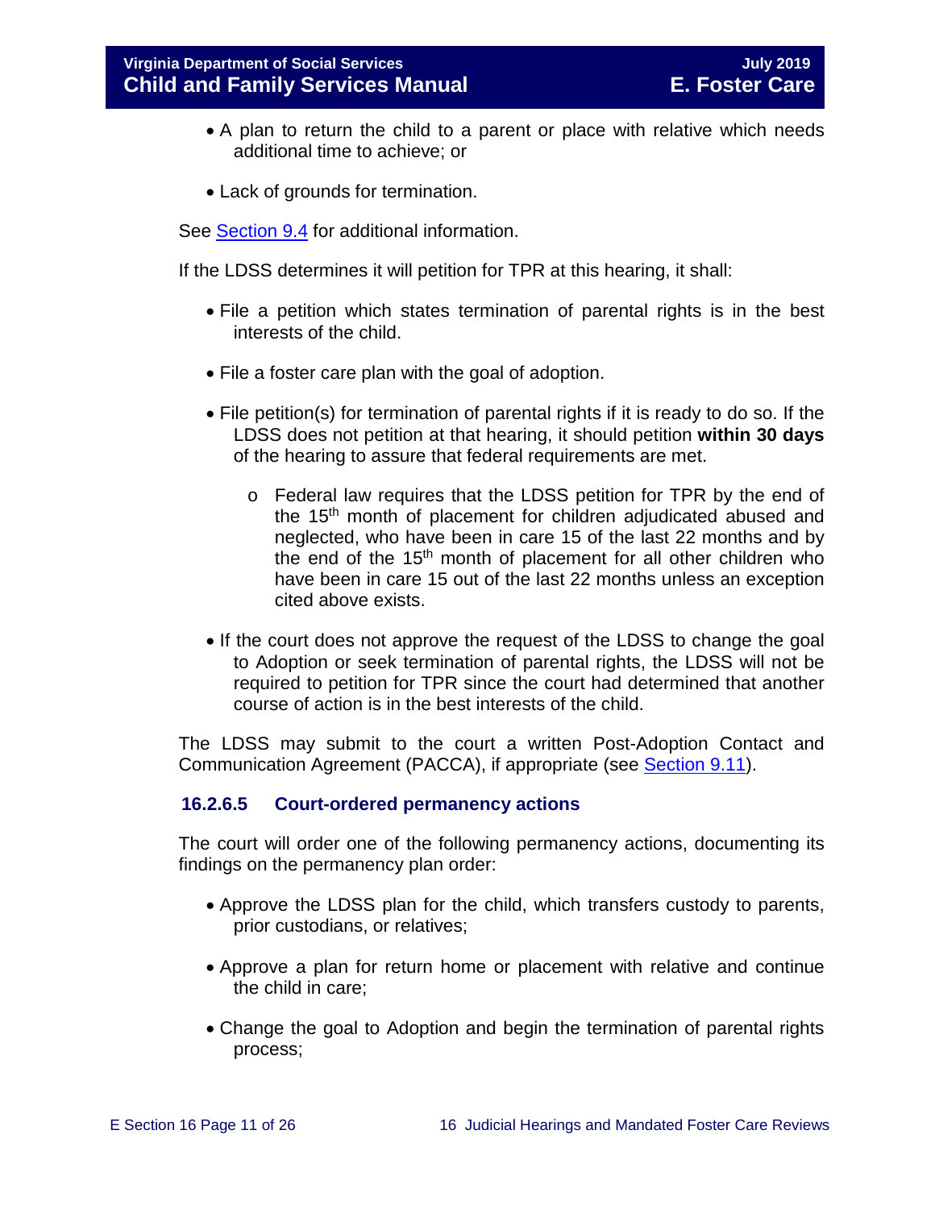- A plan to return the child to a parent or place with relative which needs additional time to achieve; or
- Lack of grounds for termination.

See [Section 9.4](#) for additional information.

If the LDSS determines it will petition for TPR at this hearing, it shall:

- File a petition which states termination of parental rights is in the best interests of the child.
- File a foster care plan with the goal of adoption.
- File petition(s) for termination of parental rights if it is ready to do so. If the LDSS does not petition at that hearing, it should petition **within 30 days** of the hearing to assure that federal requirements are met.
    - Federal law requires that the LDSS petition for TPR by the end of the 15th month of placement for children adjudicated abused and neglected, who have been in care 15 of the last 22 months and by the end of the 15th month of placement for all other children who have been in care 15 out of the last 22 months unless an exception cited above exists.
- If the court does not approve the request of the LDSS to change the goal to Adoption or seek termination of parental rights, the LDSS will not be required to petition for TPR since the court had determined that another course of action is in the best interests of the child.

The LDSS may submit to the court a written Post-Adoption Contact and Communication Agreement (PACCA), if appropriate (see [Section 9.11](#)).

### 16.2.6.5 Court-ordered permanency actions

The court will order one of the following permanency actions, documenting its findings on the permanency plan order:

- Approve the LDSS plan for the child, which transfers custody to parents, prior custodians, or relatives;
- Approve a plan for return home or placement with relative and continue the child in care;
- Change the goal to Adoption and begin the termination of parental rights process;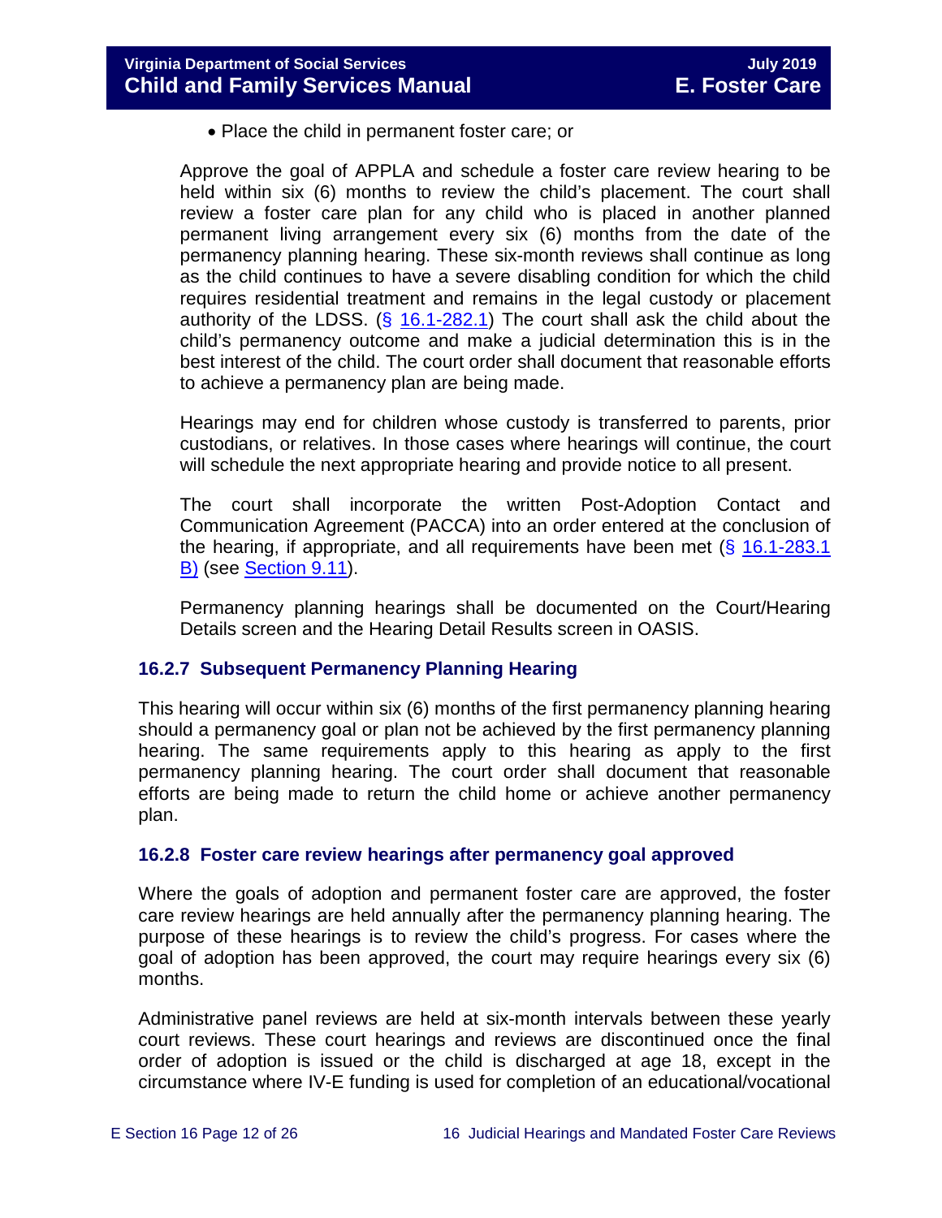- Place the child in permanent foster care; or

Approve the goal of APPLA and schedule a foster care review hearing to be held within six (6) months to review the child's placement. The court shall review a foster care plan for any child who is placed in another planned permanent living arrangement every six (6) months from the date of the permanency planning hearing. These six-month reviews shall continue as long as the child continues to have a severe disabling condition for which the child requires residential treatment and remains in the legal custody or placement authority of the LDSS. (§ 16.1-282.1) The court shall ask the child about the child's permanency outcome and make a judicial determination this is in the best interest of the child. The court order shall document that reasonable efforts to achieve a permanency plan are being made.

Hearings may end for children whose custody is transferred to parents, prior custodians, or relatives. In those cases where hearings will continue, the court will schedule the next appropriate hearing and provide notice to all present.

The court shall incorporate the written Post-Adoption Contact and Communication Agreement (PACCA) into an order entered at the conclusion of the hearing, if appropriate, and all requirements have been met (§ 16.1-283.1 B) (see Section 9.11).

Permanency planning hearings shall be documented on the Court/Hearing Details screen and the Hearing Detail Results screen in OASIS.

### 16.2.7 Subsequent Permanency Planning Hearing

This hearing will occur within six (6) months of the first permanency planning hearing should a permanency goal or plan not be achieved by the first permanency planning hearing. The same requirements apply to this hearing as apply to the first permanency planning hearing. The court order shall document that reasonable efforts are being made to return the child home or achieve another permanency plan.

### 16.2.8 Foster care review hearings after permanency goal approved

Where the goals of adoption and permanent foster care are approved, the foster care review hearings are held annually after the permanency planning hearing. The purpose of these hearings is to review the child's progress. For cases where the goal of adoption has been approved, the court may require hearings every six (6) months.

Administrative panel reviews are held at six-month intervals between these yearly court reviews. These court hearings and reviews are discontinued once the final order of adoption is issued or the child is discharged at age 18, except in the circumstance where IV-E funding is used for completion of an educational/vocational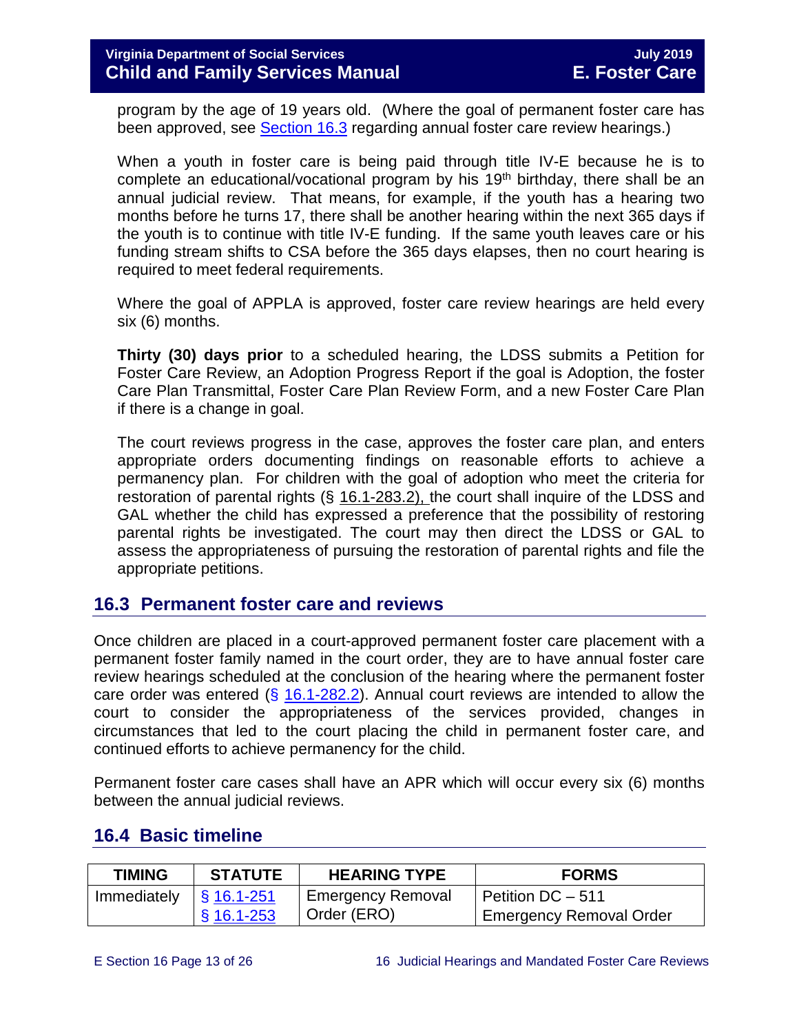program by the age of 19 years old. (Where the goal of permanent foster care has been approved, see Section 16.3 regarding annual foster care review hearings.)

When a youth in foster care is being paid through title IV-E because he is to complete an educational/vocational program by his 19th birthday, there shall be an annual judicial review. That means, for example, if the youth has a hearing two months before he turns 17, there shall be another hearing within the next 365 days if the youth is to continue with title IV-E funding. If the same youth leaves care or his funding stream shifts to CSA before the 365 days elapses, then no court hearing is required to meet federal requirements.

Where the goal of APPLA is approved, foster care review hearings are held every six (6) months.

**Thirty (30) days prior** to a scheduled hearing, the LDSS submits a Petition for Foster Care Review, an Adoption Progress Report if the goal is Adoption, the foster Care Plan Transmittal, Foster Care Plan Review Form, and a new Foster Care Plan if there is a change in goal.

The court reviews progress in the case, approves the foster care plan, and enters appropriate orders documenting findings on reasonable efforts to achieve a permanency plan. For children with the goal of adoption who meet the criteria for restoration of parental rights (§ 16.1-283.2), the court shall inquire of the LDSS and GAL whether the child has expressed a preference that the possibility of restoring parental rights be investigated. The court may then direct the LDSS or GAL to assess the appropriateness of pursuing the restoration of parental rights and file the appropriate petitions.

## 16.3 Permanent foster care and reviews

Once children are placed in a court-approved permanent foster care placement with a permanent foster family named in the court order, they are to have annual foster care review hearings scheduled at the conclusion of the hearing where the permanent foster care order was entered (§ 16.1-282.2). Annual court reviews are intended to allow the court to consider the appropriateness of the services provided, changes in circumstances that led to the court placing the child in permanent foster care, and continued efforts to achieve permanency for the child.

Permanent foster care cases shall have an APR which will occur every six (6) months between the annual judicial reviews.

## 16.4 Basic timeline

| TIMING | STATUTE | HEARING TYPE | FORMS |
|---|---|---|---|
| Immediately | § 16.1-251<br>§ 16.1-253 | Emergency Removal Order (ERO) | Petition DC – 511<br>Emergency Removal Order |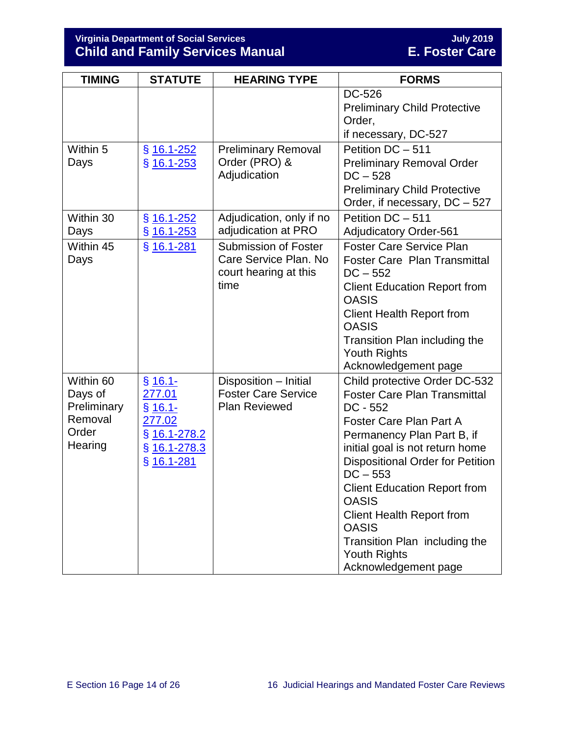| TIMING | STATUTE | HEARING TYPE | FORMS |
|---|---|---|---|
| | | | DC-526<br>Preliminary Child Protective Order,<br>if necessary, DC-527 |
| Within 5 Days | § 16.1-252<br>§ 16.1-253 | Preliminary Removal Order (PRO) & Adjudication | Petition DC – 511<br>Preliminary Removal Order DC – 528<br>Preliminary Child Protective Order, if necessary, DC – 527 |
| Within 30 Days | § 16.1-252<br>§ 16.1-253 | Adjudication, only if no adjudication at PRO | Petition DC – 511<br>Adjudicatory Order-561 |
| Within 45 Days | § 16.1-281 | Submission of Foster Care Service Plan. No court hearing at this time | Foster Care Service Plan<br>Foster Care Plan Transmittal DC – 552<br>Client Education Report from OASIS<br>Client Health Report from OASIS<br>Transition Plan including the Youth Rights Acknowledgement page |
| Within 60 Days of Preliminary Removal Order Hearing | § 16.1-277.01<br>§ 16.1-277.02<br>§ 16.1-278.2<br>§ 16.1-278.3<br>§ 16.1-281 | Disposition – Initial Foster Care Service Plan Reviewed | Child protective Order DC-532<br>Foster Care Plan Transmittal DC - 552<br>Foster Care Plan Part A<br>Permanency Plan Part B, if initial goal is not return home<br>Dispositional Order for Petition DC – 553<br>Client Education Report from OASIS<br>Client Health Report from OASIS<br>Transition Plan including the Youth Rights Acknowledgement page |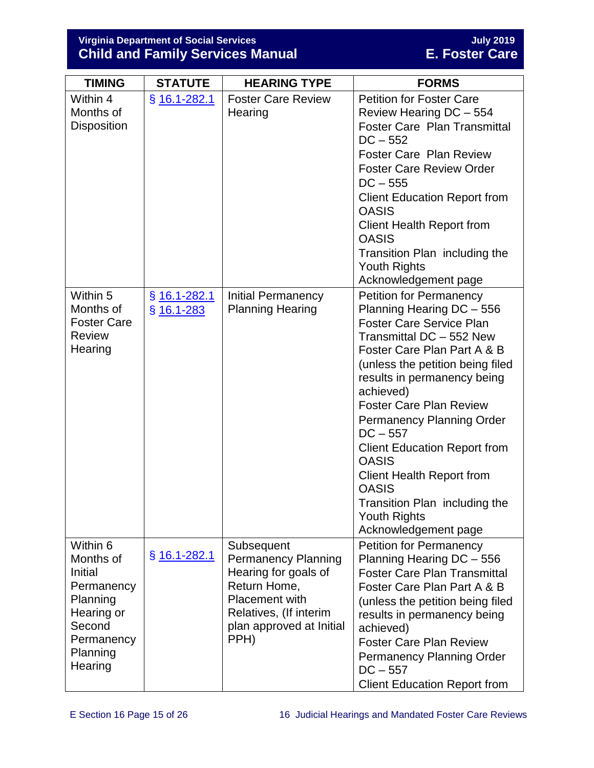| TIMING | STATUTE | HEARING TYPE | FORMS |
|---|---|---|---|
| Within 4 Months of Disposition | § 16.1-282.1 | Foster Care Review Hearing | Petition for Foster Care Review Hearing DC – 554<br>Foster Care Plan Transmittal DC – 552<br>Foster Care Plan Review<br>Foster Care Review Order DC – 555<br>Client Education Report from OASIS<br>Client Health Report from OASIS<br>Transition Plan including the Youth Rights Acknowledgement page |
| Within 5 Months of Foster Care Review Hearing | § 16.1-282.1<br>§ 16.1-283 | Initial Permanency Planning Hearing | Petition for Permanency Planning Hearing DC – 556<br>Foster Care Service Plan Transmittal DC – 552 New Foster Care Plan Part A & B (unless the petition being filed results in permanency being achieved)<br>Foster Care Plan Review<br>Permanency Planning Order DC – 557<br>Client Education Report from OASIS<br>Client Health Report from OASIS<br>Transition Plan including the Youth Rights Acknowledgement page |
| Within 6 Months of Initial Permanency Planning Hearing or Second Permanency Planning Hearing | § 16.1-282.1 | Subsequent Permanency Planning Hearing for goals of Return Home, Placement with Relatives, (If interim plan approved at Initial PPH) | Petition for Permanency Planning Hearing DC – 556<br>Foster Care Plan Transmittal Foster Care Plan Part A & B (unless the petition being filed results in permanency being achieved)<br>Foster Care Plan Review<br>Permanency Planning Order DC – 557<br>Client Education Report from |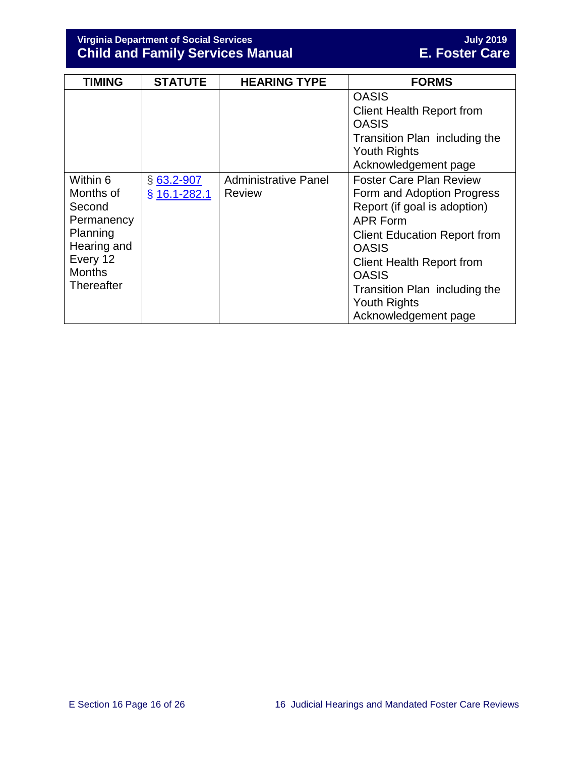| TIMING | STATUTE | HEARING TYPE | FORMS |
|---|---|---|---|
| | | | OASIS<br>Client Health Report from OASIS<br>Transition Plan including the Youth Rights Acknowledgement page |
| Within 6 Months of Second Permanency Planning Hearing and Every 12 Months Thereafter | § 63.2-907<br>§ 16.1-282.1 | Administrative Panel Review | Foster Care Plan Review Form and Adoption Progress Report (if goal is adoption)<br>APR Form<br>Client Education Report from OASIS<br>Client Health Report from OASIS<br>Transition Plan including the Youth Rights Acknowledgement page |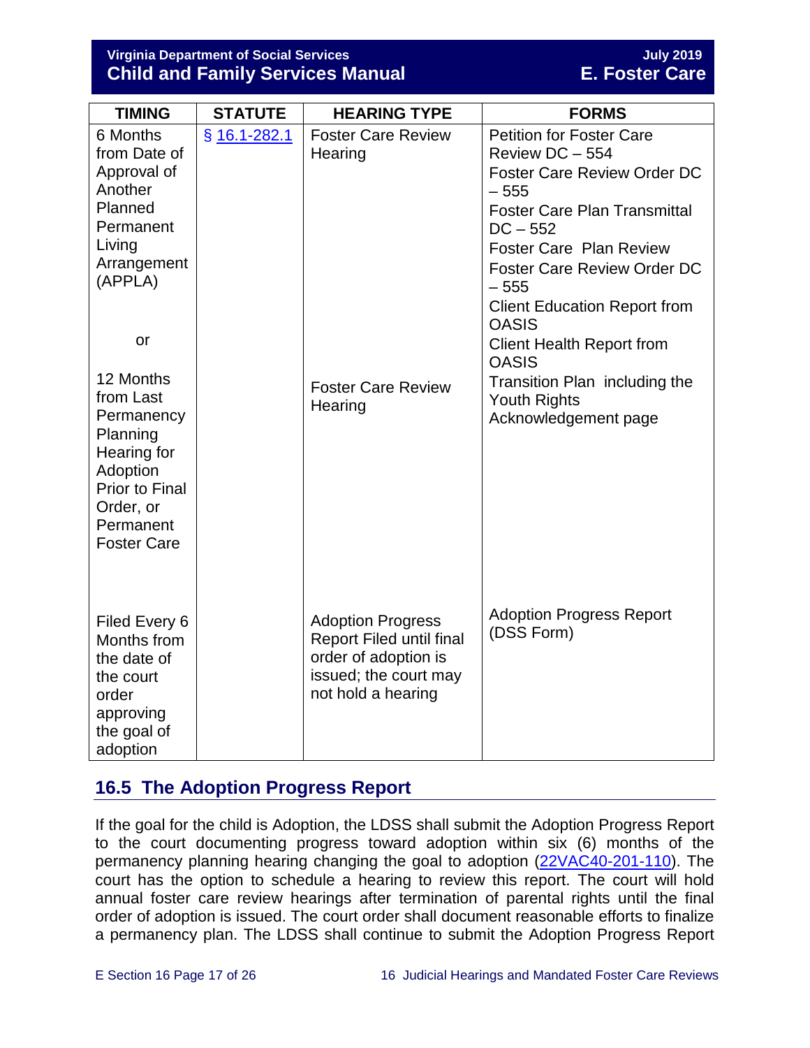| TIMING | STATUTE | HEARING TYPE | FORMS |
|---|---|---|---|
| 6 Months from Date of Approval of Another Planned Permanent Living Arrangement (APPLA)<br><br>or<br><br>12 Months from Last Permanency Planning Hearing for Adoption Prior to Final Order, or Permanent Foster Care | § 16.1-282.1 | Foster Care Review Hearing<br><br>Foster Care Review Hearing | Petition for Foster Care Review DC – 554<br>Foster Care Review Order DC – 555<br>Foster Care Plan Transmittal DC – 552<br>Foster Care Plan Review<br>Foster Care Review Order DC – 555<br>Client Education Report from OASIS<br>Client Health Report from OASIS<br>Transition Plan including the Youth Rights Acknowledgement page |
| Filed Every 6 Months from the date of the court order approving the goal of adoption | | Adoption Progress Report Filed until final order of adoption is issued; the court may not hold a hearing | Adoption Progress Report (DSS Form) |

## 16.5 The Adoption Progress Report

If the goal for the child is Adoption, the LDSS shall submit the Adoption Progress Report to the court documenting progress toward adoption within six (6) months of the permanency planning hearing changing the goal to adoption (22VAC40-201-110). The court has the option to schedule a hearing to review this report. The court will hold annual foster care review hearings after termination of parental rights until the final order of adoption is issued. The court order shall document reasonable efforts to finalize a permanency plan. The LDSS shall continue to submit the Adoption Progress Report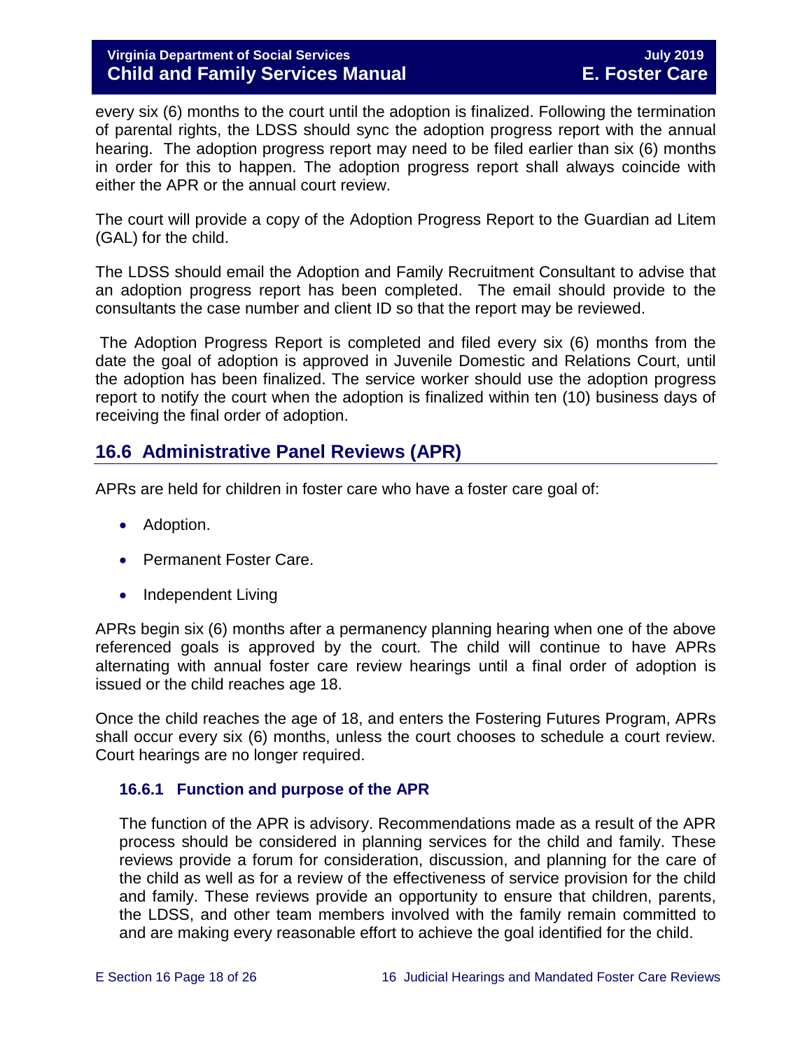every six (6) months to the court until the adoption is finalized. Following the termination of parental rights, the LDSS should sync the adoption progress report with the annual hearing. The adoption progress report may need to be filed earlier than six (6) months in order for this to happen. The adoption progress report shall always coincide with either the APR or the annual court review.

The court will provide a copy of the Adoption Progress Report to the Guardian ad Litem (GAL) for the child.

The LDSS should email the Adoption and Family Recruitment Consultant to advise that an adoption progress report has been completed. The email should provide to the consultants the case number and client ID so that the report may be reviewed.

The Adoption Progress Report is completed and filed every six (6) months from the date the goal of adoption is approved in Juvenile Domestic and Relations Court, until the adoption has been finalized. The service worker should use the adoption progress report to notify the court when the adoption is finalized within ten (10) business days of receiving the final order of adoption.

## 16.6 Administrative Panel Reviews (APR)

APRs are held for children in foster care who have a foster care goal of:

- Adoption.
- Permanent Foster Care.
- Independent Living

APRs begin six (6) months after a permanency planning hearing when one of the above referenced goals is approved by the court. The child will continue to have APRs alternating with annual foster care review hearings until a final order of adoption is issued or the child reaches age 18.

Once the child reaches the age of 18, and enters the Fostering Futures Program, APRs shall occur every six (6) months, unless the court chooses to schedule a court review. Court hearings are no longer required.

### 16.6.1 Function and purpose of the APR

The function of the APR is advisory. Recommendations made as a result of the APR process should be considered in planning services for the child and family. These reviews provide a forum for consideration, discussion, and planning for the care of the child as well as for a review of the effectiveness of service provision for the child and family. These reviews provide an opportunity to ensure that children, parents, the LDSS, and other team members involved with the family remain committed to and are making every reasonable effort to achieve the goal identified for the child.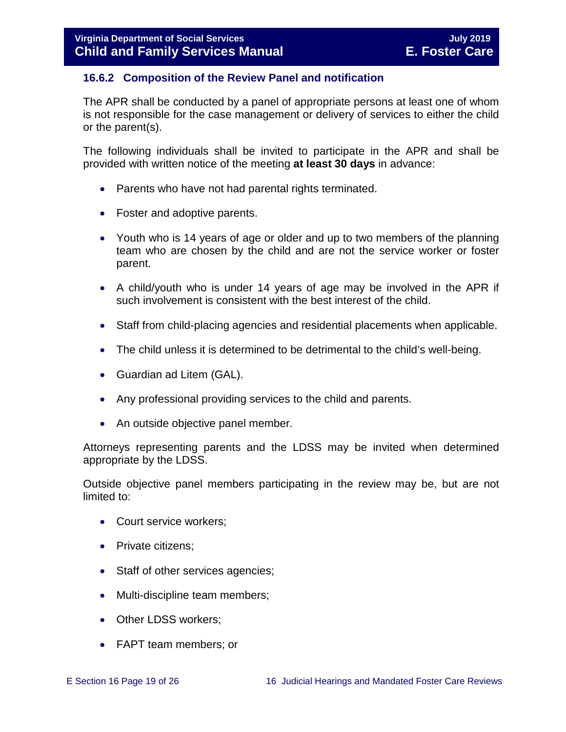### 16.6.2 Composition of the Review Panel and notification

The APR shall be conducted by a panel of appropriate persons at least one of whom is not responsible for the case management or delivery of services to either the child or the parent(s).

The following individuals shall be invited to participate in the APR and shall be provided with written notice of the meeting **at least 30 days** in advance:

- Parents who have not had parental rights terminated.
- Foster and adoptive parents.
- Youth who is 14 years of age or older and up to two members of the planning team who are chosen by the child and are not the service worker or foster parent.
- A child/youth who is under 14 years of age may be involved in the APR if such involvement is consistent with the best interest of the child.
- Staff from child-placing agencies and residential placements when applicable.
- The child unless it is determined to be detrimental to the child's well-being.
- Guardian ad Litem (GAL).
- Any professional providing services to the child and parents.
- An outside objective panel member.

Attorneys representing parents and the LDSS may be invited when determined appropriate by the LDSS.

Outside objective panel members participating in the review may be, but are not limited to:

- Court service workers;
- Private citizens;
- Staff of other services agencies;
- Multi-discipline team members;
- Other LDSS workers;
- FAPT team members; or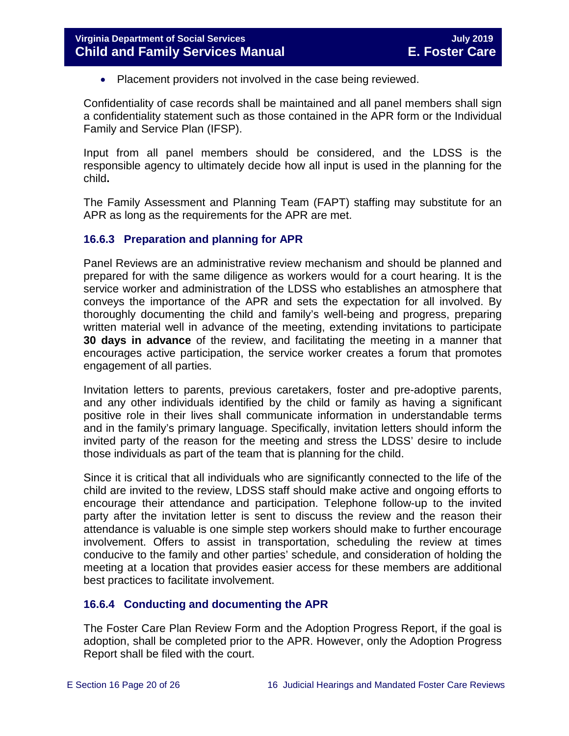- Placement providers not involved in the case being reviewed.

Confidentiality of case records shall be maintained and all panel members shall sign a confidentiality statement such as those contained in the APR form or the Individual Family and Service Plan (IFSP).

Input from all panel members should be considered, and the LDSS is the responsible agency to ultimately decide how all input is used in the planning for the child**.**

The Family Assessment and Planning Team (FAPT) staffing may substitute for an APR as long as the requirements for the APR are met.

### 16.6.3 Preparation and planning for APR

Panel Reviews are an administrative review mechanism and should be planned and prepared for with the same diligence as workers would for a court hearing. It is the service worker and administration of the LDSS who establishes an atmosphere that conveys the importance of the APR and sets the expectation for all involved. By thoroughly documenting the child and family's well-being and progress, preparing written material well in advance of the meeting, extending invitations to participate **30 days in advance** of the review, and facilitating the meeting in a manner that encourages active participation, the service worker creates a forum that promotes engagement of all parties.

Invitation letters to parents, previous caretakers, foster and pre-adoptive parents, and any other individuals identified by the child or family as having a significant positive role in their lives shall communicate information in understandable terms and in the family's primary language. Specifically, invitation letters should inform the invited party of the reason for the meeting and stress the LDSS' desire to include those individuals as part of the team that is planning for the child.

Since it is critical that all individuals who are significantly connected to the life of the child are invited to the review, LDSS staff should make active and ongoing efforts to encourage their attendance and participation. Telephone follow-up to the invited party after the invitation letter is sent to discuss the review and the reason their attendance is valuable is one simple step workers should make to further encourage involvement. Offers to assist in transportation, scheduling the review at times conducive to the family and other parties' schedule, and consideration of holding the meeting at a location that provides easier access for these members are additional best practices to facilitate involvement.

### 16.6.4 Conducting and documenting the APR

The Foster Care Plan Review Form and the Adoption Progress Report, if the goal is adoption, shall be completed prior to the APR. However, only the Adoption Progress Report shall be filed with the court.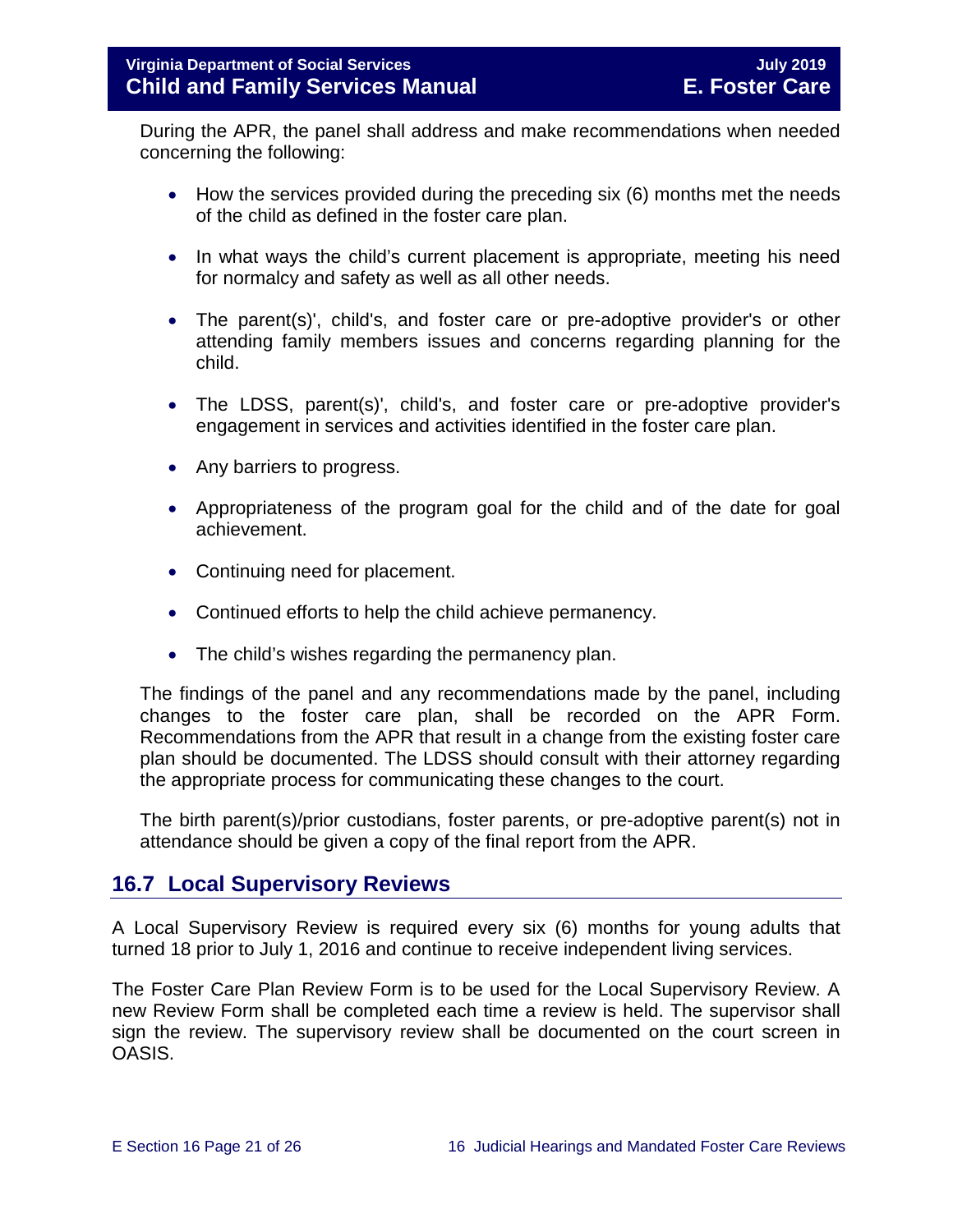During the APR, the panel shall address and make recommendations when needed concerning the following:

- How the services provided during the preceding six (6) months met the needs of the child as defined in the foster care plan.
- In what ways the child's current placement is appropriate, meeting his need for normalcy and safety as well as all other needs.
- The parent(s)', child's, and foster care or pre-adoptive provider's or other attending family members issues and concerns regarding planning for the child.
- The LDSS, parent(s)', child's, and foster care or pre-adoptive provider's engagement in services and activities identified in the foster care plan.
- Any barriers to progress.
- Appropriateness of the program goal for the child and of the date for goal achievement.
- Continuing need for placement.
- Continued efforts to help the child achieve permanency.
- The child's wishes regarding the permanency plan.

The findings of the panel and any recommendations made by the panel, including changes to the foster care plan, shall be recorded on the APR Form. Recommendations from the APR that result in a change from the existing foster care plan should be documented. The LDSS should consult with their attorney regarding the appropriate process for communicating these changes to the court.

The birth parent(s)/prior custodians, foster parents, or pre-adoptive parent(s) not in attendance should be given a copy of the final report from the APR.

## 16.7 Local Supervisory Reviews

A Local Supervisory Review is required every six (6) months for young adults that turned 18 prior to July 1, 2016 and continue to receive independent living services.

The Foster Care Plan Review Form is to be used for the Local Supervisory Review. A new Review Form shall be completed each time a review is held. The supervisor shall sign the review. The supervisory review shall be documented on the court screen in OASIS.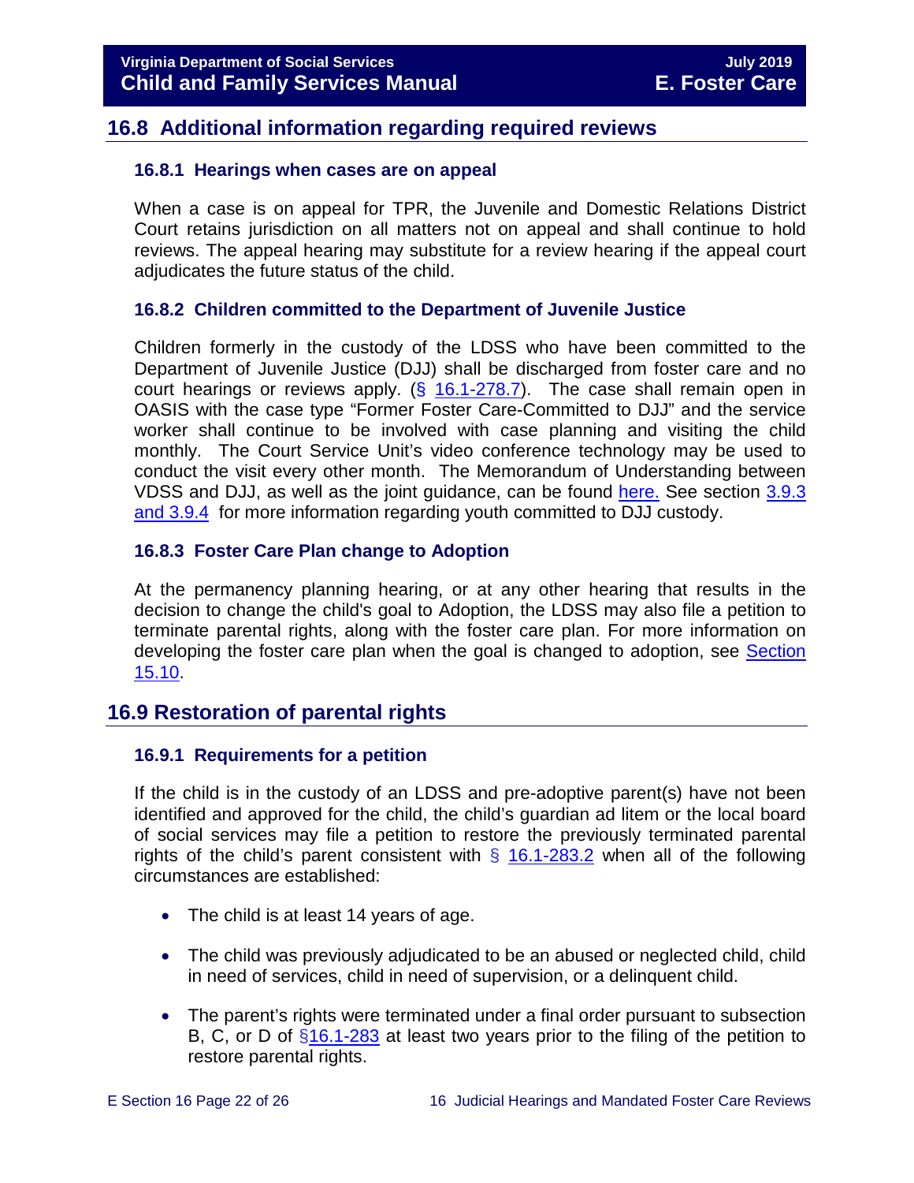## 16.8 Additional information regarding required reviews

### 16.8.1 Hearings when cases are on appeal

When a case is on appeal for TPR, the Juvenile and Domestic Relations District Court retains jurisdiction on all matters not on appeal and shall continue to hold reviews. The appeal hearing may substitute for a review hearing if the appeal court adjudicates the future status of the child.

### 16.8.2 Children committed to the Department of Juvenile Justice

Children formerly in the custody of the LDSS who have been committed to the Department of Juvenile Justice (DJJ) shall be discharged from foster care and no court hearings or reviews apply. (§ 16.1-278.7). The case shall remain open in OASIS with the case type "Former Foster Care-Committed to DJJ" and the service worker shall continue to be involved with case planning and visiting the child monthly. The Court Service Unit's video conference technology may be used to conduct the visit every other month. The Memorandum of Understanding between VDSS and DJJ, as well as the joint guidance, can be found here. See section 3.9.3 and 3.9.4 for more information regarding youth committed to DJJ custody.

### 16.8.3 Foster Care Plan change to Adoption

At the permanency planning hearing, or at any other hearing that results in the decision to change the child's goal to Adoption, the LDSS may also file a petition to terminate parental rights, along with the foster care plan. For more information on developing the foster care plan when the goal is changed to adoption, see Section 15.10.

## 16.9 Restoration of parental rights

### 16.9.1 Requirements for a petition

If the child is in the custody of an LDSS and pre-adoptive parent(s) have not been identified and approved for the child, the child's guardian ad litem or the local board of social services may file a petition to restore the previously terminated parental rights of the child's parent consistent with § 16.1-283.2 when all of the following circumstances are established:

- The child is at least 14 years of age.
- The child was previously adjudicated to be an abused or neglected child, child in need of services, child in need of supervision, or a delinquent child.
- The parent's rights were terminated under a final order pursuant to subsection B, C, or D of §16.1-283 at least two years prior to the filing of the petition to restore parental rights.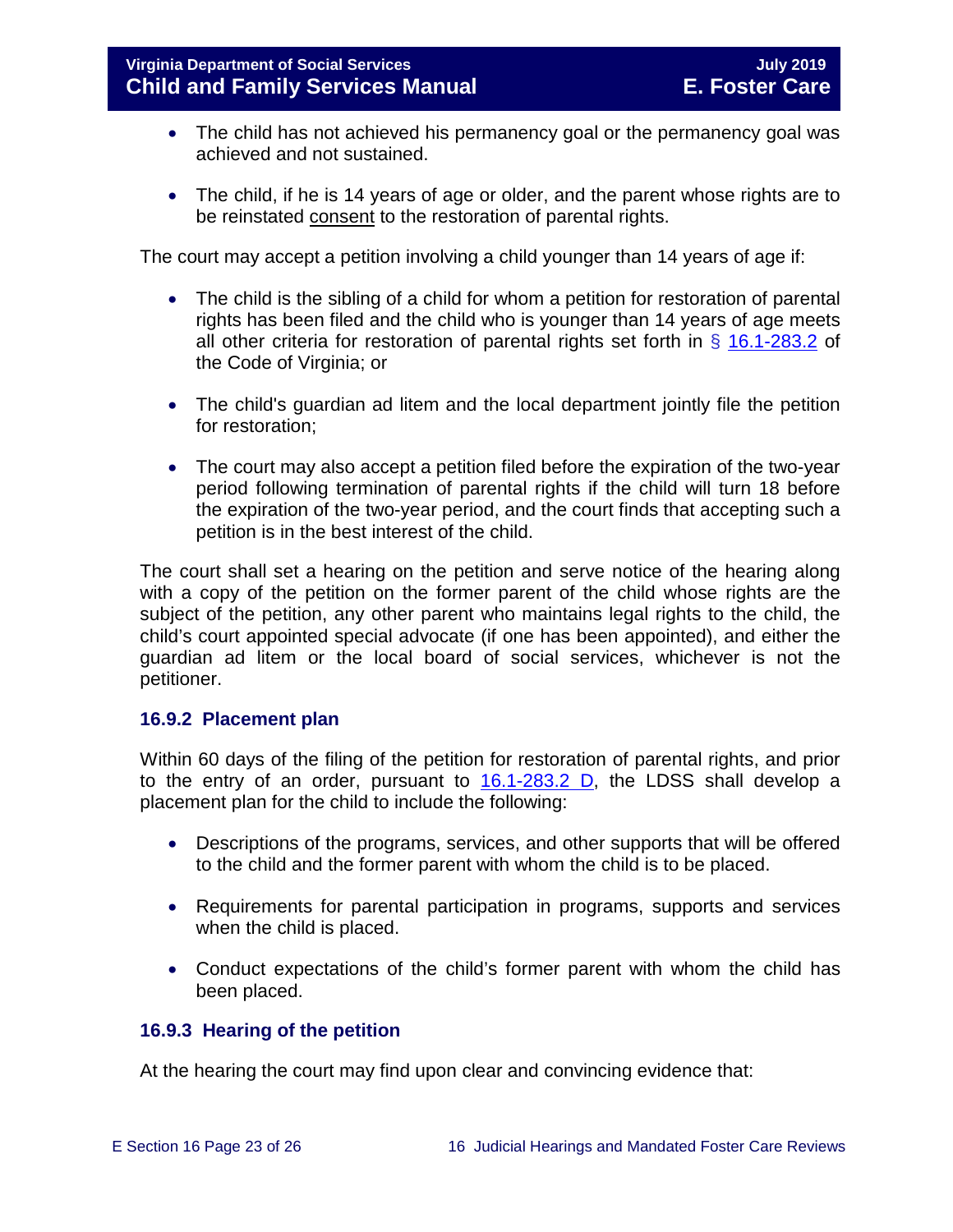- The child has not achieved his permanency goal or the permanency goal was achieved and not sustained.

- The child, if he is 14 years of age or older, and the parent whose rights are to be reinstated consent to the restoration of parental rights.

The court may accept a petition involving a child younger than 14 years of age if:

- The child is the sibling of a child for whom a petition for restoration of parental rights has been filed and the child who is younger than 14 years of age meets all other criteria for restoration of parental rights set forth in § 16.1-283.2 of the Code of Virginia; or

- The child's guardian ad litem and the local department jointly file the petition for restoration;

- The court may also accept a petition filed before the expiration of the two-year period following termination of parental rights if the child will turn 18 before the expiration of the two-year period, and the court finds that accepting such a petition is in the best interest of the child.

The court shall set a hearing on the petition and serve notice of the hearing along with a copy of the petition on the former parent of the child whose rights are the subject of the petition, any other parent who maintains legal rights to the child, the child's court appointed special advocate (if one has been appointed), and either the guardian ad litem or the local board of social services, whichever is not the petitioner.

### 16.9.2 Placement plan

Within 60 days of the filing of the petition for restoration of parental rights, and prior to the entry of an order, pursuant to 16.1-283.2 D, the LDSS shall develop a placement plan for the child to include the following:

- Descriptions of the programs, services, and other supports that will be offered to the child and the former parent with whom the child is to be placed.

- Requirements for parental participation in programs, supports and services when the child is placed.

- Conduct expectations of the child's former parent with whom the child has been placed.

### 16.9.3 Hearing of the petition

At the hearing the court may find upon clear and convincing evidence that: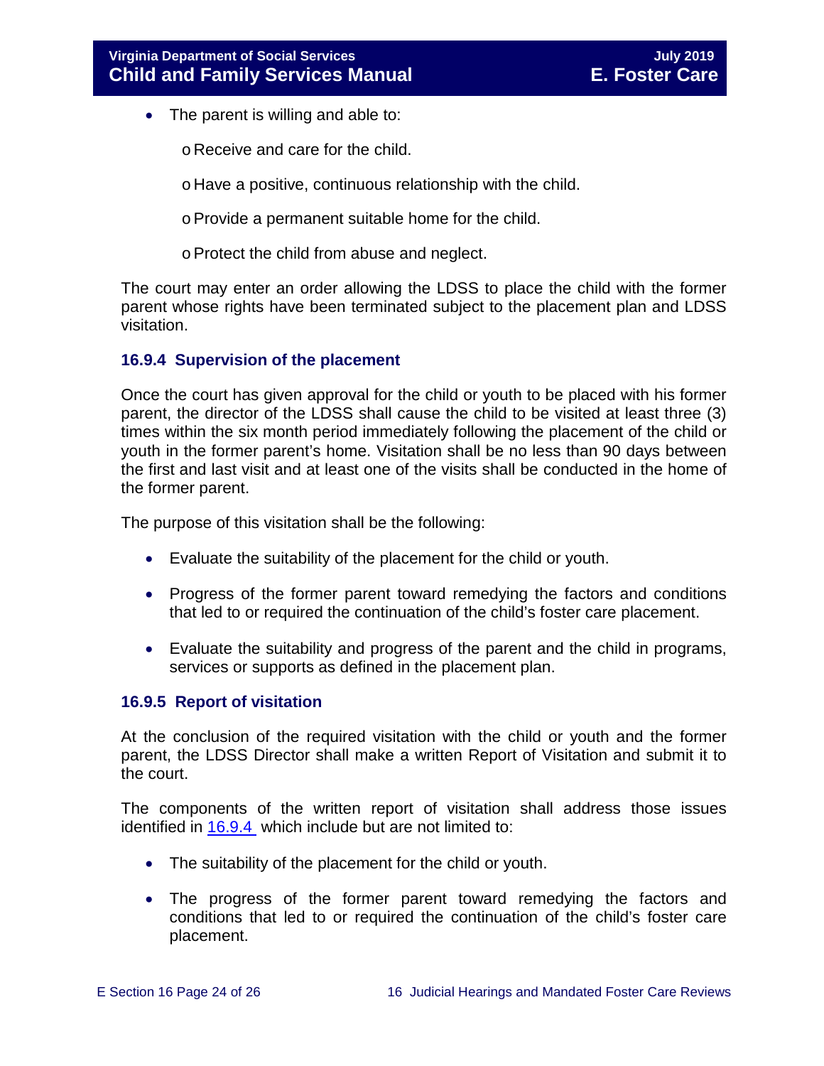- The parent is willing and able to:
  - Receive and care for the child.
  - Have a positive, continuous relationship with the child.
  - Provide a permanent suitable home for the child.
  - Protect the child from abuse and neglect.

The court may enter an order allowing the LDSS to place the child with the former parent whose rights have been terminated subject to the placement plan and LDSS visitation.

### 16.9.4 Supervision of the placement

Once the court has given approval for the child or youth to be placed with his former parent, the director of the LDSS shall cause the child to be visited at least three (3) times within the six month period immediately following the placement of the child or youth in the former parent's home. Visitation shall be no less than 90 days between the first and last visit and at least one of the visits shall be conducted in the home of the former parent.

The purpose of this visitation shall be the following:

- Evaluate the suitability of the placement for the child or youth.
- Progress of the former parent toward remedying the factors and conditions that led to or required the continuation of the child's foster care placement.
- Evaluate the suitability and progress of the parent and the child in programs, services or supports as defined in the placement plan.

### 16.9.5 Report of visitation

At the conclusion of the required visitation with the child or youth and the former parent, the LDSS Director shall make a written Report of Visitation and submit it to the court.

The components of the written report of visitation shall address those issues identified in 16.9.4 which include but are not limited to:

- The suitability of the placement for the child or youth.
- The progress of the former parent toward remedying the factors and conditions that led to or required the continuation of the child's foster care placement.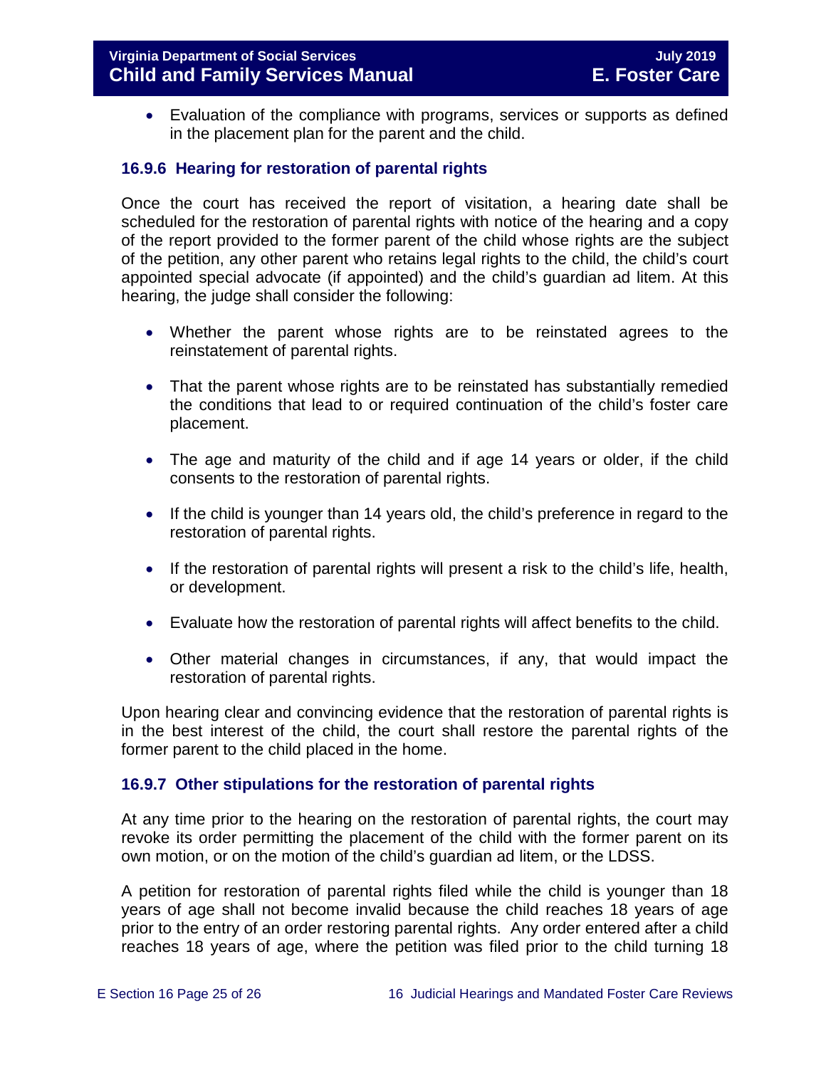- Evaluation of the compliance with programs, services or supports as defined in the placement plan for the parent and the child.

### 16.9.6 Hearing for restoration of parental rights

Once the court has received the report of visitation, a hearing date shall be scheduled for the restoration of parental rights with notice of the hearing and a copy of the report provided to the former parent of the child whose rights are the subject of the petition, any other parent who retains legal rights to the child, the child's court appointed special advocate (if appointed) and the child's guardian ad litem. At this hearing, the judge shall consider the following:

- Whether the parent whose rights are to be reinstated agrees to the reinstatement of parental rights.
- That the parent whose rights are to be reinstated has substantially remedied the conditions that lead to or required continuation of the child's foster care placement.
- The age and maturity of the child and if age 14 years or older, if the child consents to the restoration of parental rights.
- If the child is younger than 14 years old, the child's preference in regard to the restoration of parental rights.
- If the restoration of parental rights will present a risk to the child's life, health, or development.
- Evaluate how the restoration of parental rights will affect benefits to the child.
- Other material changes in circumstances, if any, that would impact the restoration of parental rights.

Upon hearing clear and convincing evidence that the restoration of parental rights is in the best interest of the child, the court shall restore the parental rights of the former parent to the child placed in the home.

### 16.9.7 Other stipulations for the restoration of parental rights

At any time prior to the hearing on the restoration of parental rights, the court may revoke its order permitting the placement of the child with the former parent on its own motion, or on the motion of the child's guardian ad litem, or the LDSS.

A petition for restoration of parental rights filed while the child is younger than 18 years of age shall not become invalid because the child reaches 18 years of age prior to the entry of an order restoring parental rights. Any order entered after a child reaches 18 years of age, where the petition was filed prior to the child turning 18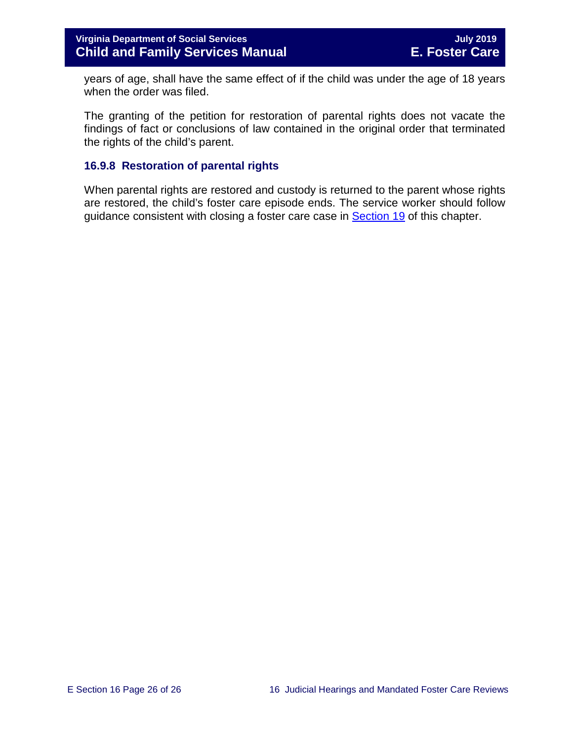years of age, shall have the same effect of if the child was under the age of 18 years when the order was filed.

The granting of the petition for restoration of parental rights does not vacate the findings of fact or conclusions of law contained in the original order that terminated the rights of the child's parent.

### 16.9.8 Restoration of parental rights

When parental rights are restored and custody is returned to the parent whose rights are restored, the child's foster care episode ends. The service worker should follow guidance consistent with closing a foster care case in Section 19 of this chapter.